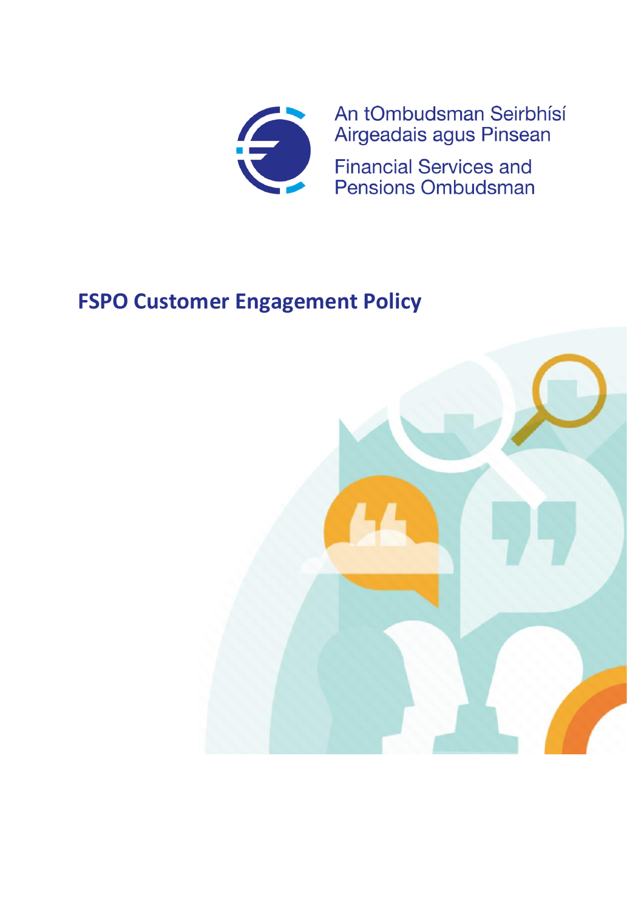An tOmbudsman Seirbhísí Airgeadais agus Pinsean

Financial Services and Pensions Ombudsman

# FSPO Customer Engagement Policy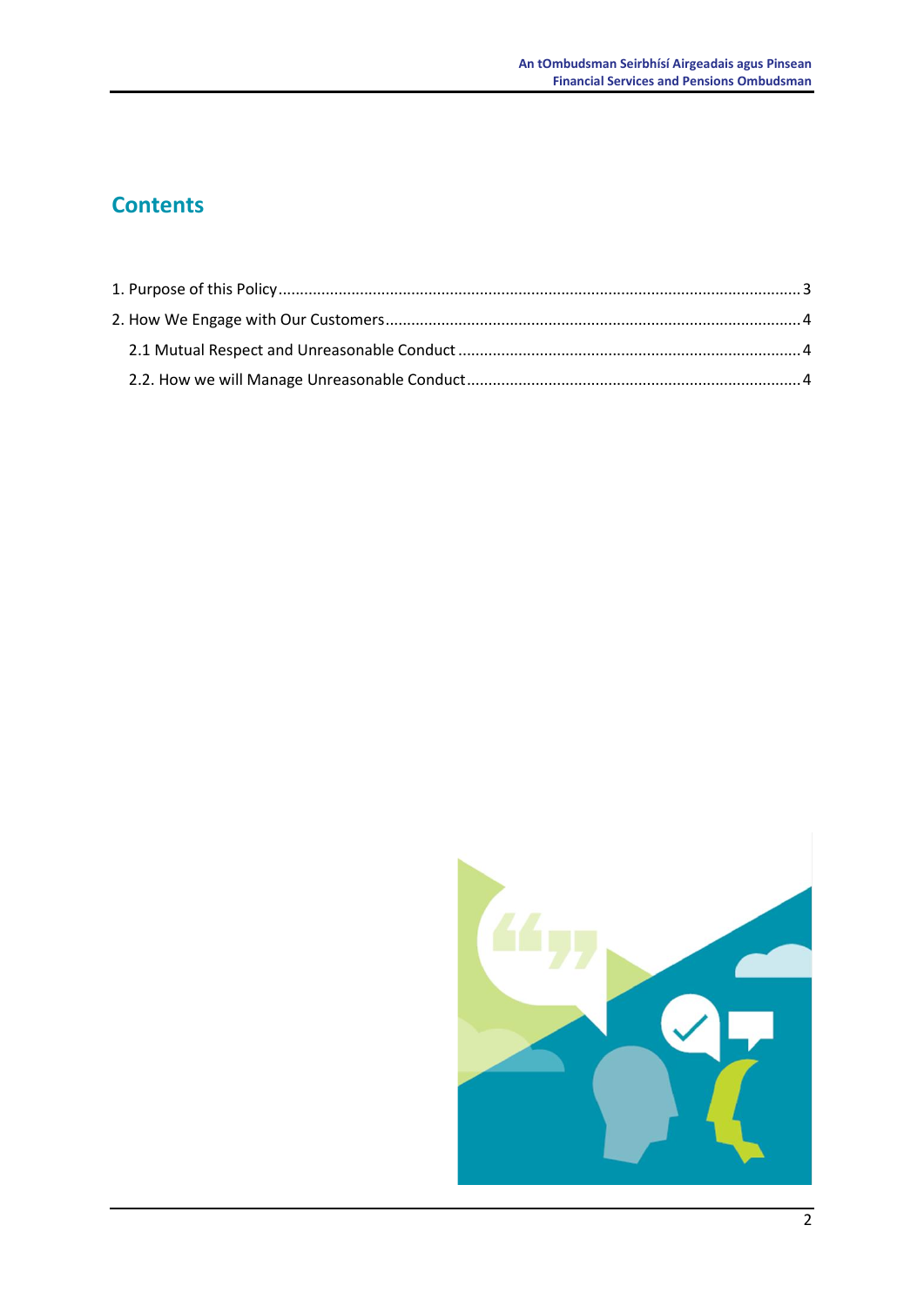# Contents

1. Purpose of this Policy ........................................................................................................................ 3

2. How We Engage with Our Customers ............................................................................................... 4

   2.1 Mutual Respect and Unreasonable Conduct .............................................................................. 4

   2.2. How we will Manage Unreasonable Conduct ............................................................................ 4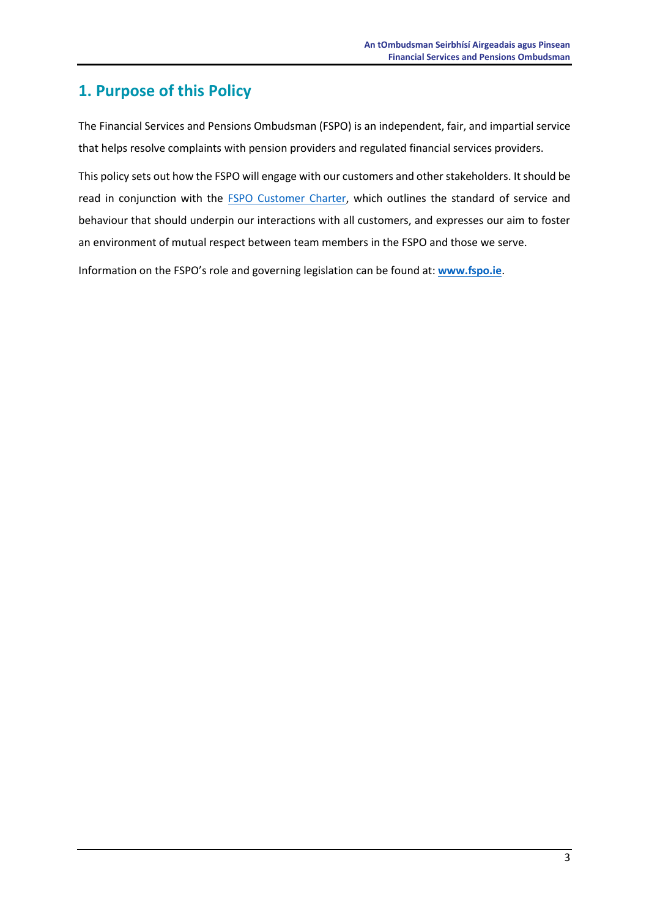## 1. Purpose of this Policy

The Financial Services and Pensions Ombudsman (FSPO) is an independent, fair, and impartial service that helps resolve complaints with pension providers and regulated financial services providers.

This policy sets out how the FSPO will engage with our customers and other stakeholders. It should be read in conjunction with the FSPO Customer Charter, which outlines the standard of service and behaviour that should underpin our interactions with all customers, and expresses our aim to foster an environment of mutual respect between team members in the FSPO and those we serve.

Information on the FSPO's role and governing legislation can be found at: **www.fspo.ie**.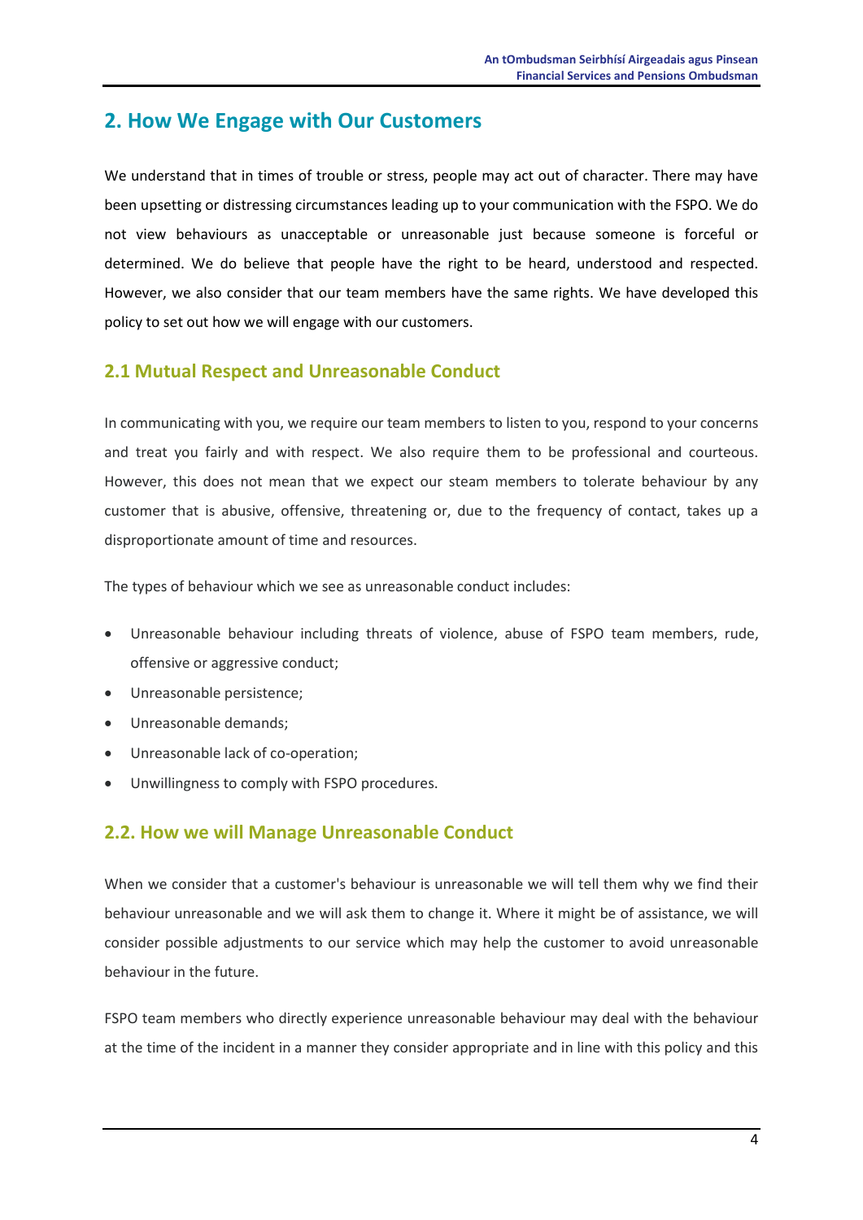## 2. How We Engage with Our Customers

We understand that in times of trouble or stress, people may act out of character. There may have been upsetting or distressing circumstances leading up to your communication with the FSPO. We do not view behaviours as unacceptable or unreasonable just because someone is forceful or determined. We do believe that people have the right to be heard, understood and respected. However, we also consider that our team members have the same rights. We have developed this policy to set out how we will engage with our customers.

### 2.1 Mutual Respect and Unreasonable Conduct

In communicating with you, we require our team members to listen to you, respond to your concerns and treat you fairly and with respect. We also require them to be professional and courteous. However, this does not mean that we expect our steam members to tolerate behaviour by any customer that is abusive, offensive, threatening or, due to the frequency of contact, takes up a disproportionate amount of time and resources.

The types of behaviour which we see as unreasonable conduct includes:

- Unreasonable behaviour including threats of violence, abuse of FSPO team members, rude, offensive or aggressive conduct;
- Unreasonable persistence;
- Unreasonable demands;
- Unreasonable lack of co-operation;
- Unwillingness to comply with FSPO procedures.

### 2.2. How we will Manage Unreasonable Conduct

When we consider that a customer's behaviour is unreasonable we will tell them why we find their behaviour unreasonable and we will ask them to change it. Where it might be of assistance, we will consider possible adjustments to our service which may help the customer to avoid unreasonable behaviour in the future.

FSPO team members who directly experience unreasonable behaviour may deal with the behaviour at the time of the incident in a manner they consider appropriate and in line with this policy and this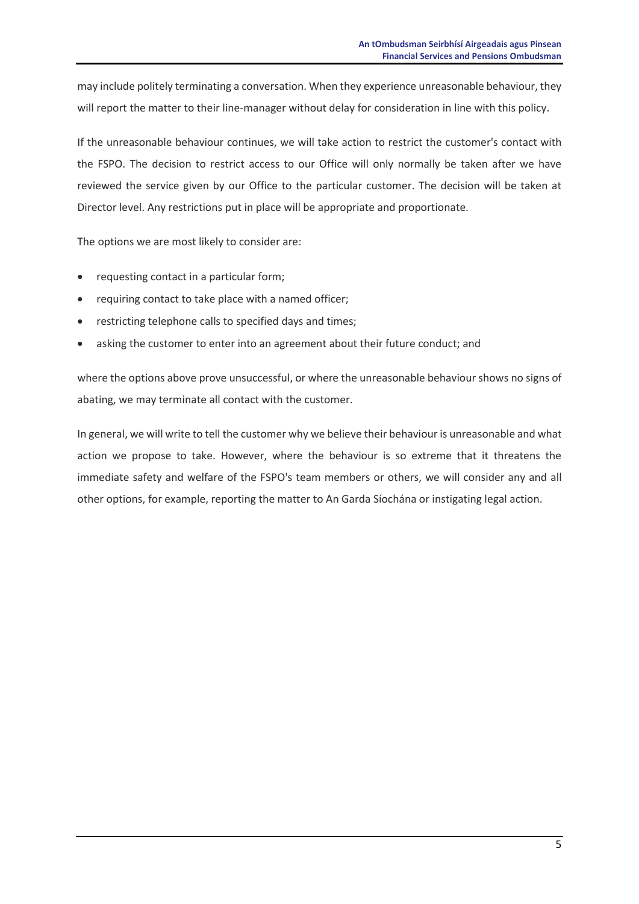may include politely terminating a conversation. When they experience unreasonable behaviour, they will report the matter to their line-manager without delay for consideration in line with this policy.

If the unreasonable behaviour continues, we will take action to restrict the customer's contact with the FSPO. The decision to restrict access to our Office will only normally be taken after we have reviewed the service given by our Office to the particular customer. The decision will be taken at Director level. Any restrictions put in place will be appropriate and proportionate.

The options we are most likely to consider are:

- requesting contact in a particular form;
- requiring contact to take place with a named officer;
- restricting telephone calls to specified days and times;
- asking the customer to enter into an agreement about their future conduct; and

where the options above prove unsuccessful, or where the unreasonable behaviour shows no signs of abating, we may terminate all contact with the customer.

In general, we will write to tell the customer why we believe their behaviour is unreasonable and what action we propose to take. However, where the behaviour is so extreme that it threatens the immediate safety and welfare of the FSPO's team members or others, we will consider any and all other options, for example, reporting the matter to An Garda Síochána or instigating legal action.